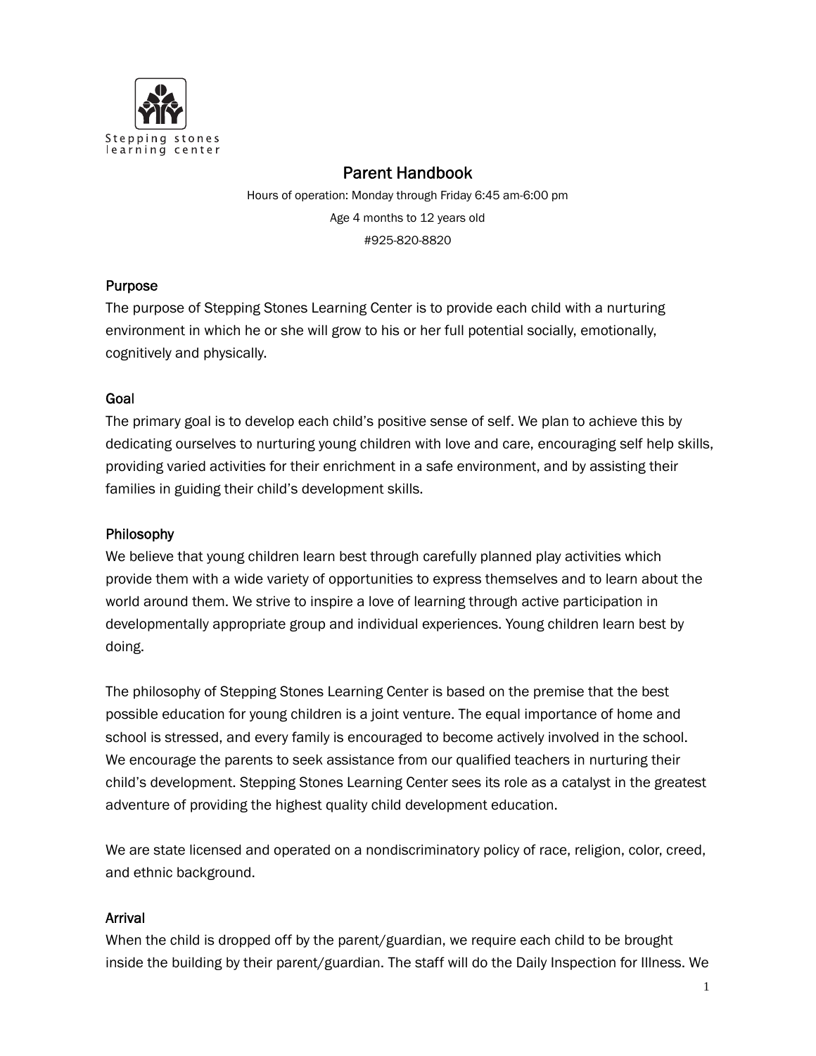Stepping stones
learning center

# Parent Handbook

Hours of operation: Monday through Friday 6:45 am-6:00 pm

Age 4 months to 12 years old

#925-820-8820

## Purpose

The purpose of Stepping Stones Learning Center is to provide each child with a nurturing environment in which he or she will grow to his or her full potential socially, emotionally, cognitively and physically.

## Goal

The primary goal is to develop each child's positive sense of self. We plan to achieve this by dedicating ourselves to nurturing young children with love and care, encouraging self help skills, providing varied activities for their enrichment in a safe environment, and by assisting their families in guiding their child's development skills.

## Philosophy

We believe that young children learn best through carefully planned play activities which provide them with a wide variety of opportunities to express themselves and to learn about the world around them. We strive to inspire a love of learning through active participation in developmentally appropriate group and individual experiences. Young children learn best by doing.

The philosophy of Stepping Stones Learning Center is based on the premise that the best possible education for young children is a joint venture. The equal importance of home and school is stressed, and every family is encouraged to become actively involved in the school. We encourage the parents to seek assistance from our qualified teachers in nurturing their child's development. Stepping Stones Learning Center sees its role as a catalyst in the greatest adventure of providing the highest quality child development education.

We are state licensed and operated on a nondiscriminatory policy of race, religion, color, creed, and ethnic background.

## Arrival

When the child is dropped off by the parent/guardian, we require each child to be brought inside the building by their parent/guardian. The staff will do the Daily Inspection for Illness. We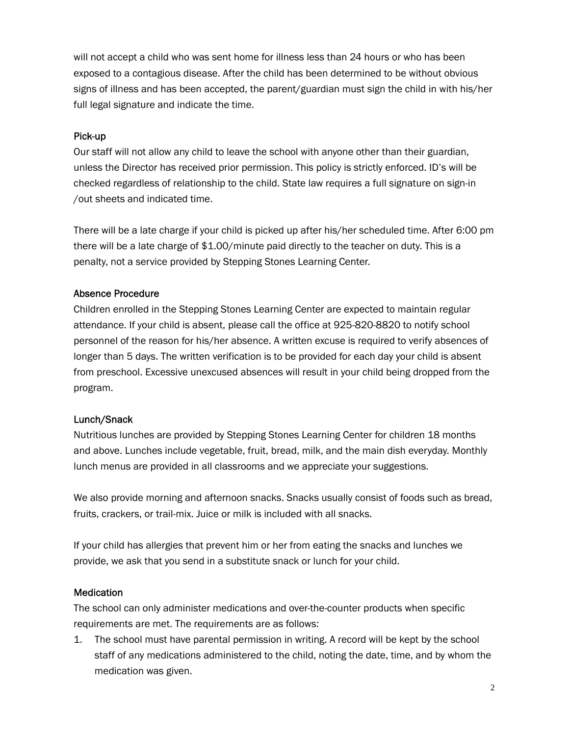will not accept a child who was sent home for illness less than 24 hours or who has been exposed to a contagious disease. After the child has been determined to be without obvious signs of illness and has been accepted, the parent/guardian must sign the child in with his/her full legal signature and indicate the time.

### Pick-up

Our staff will not allow any child to leave the school with anyone other than their guardian, unless the Director has received prior permission. This policy is strictly enforced. ID's will be checked regardless of relationship to the child. State law requires a full signature on sign-in /out sheets and indicated time.

There will be a late charge if your child is picked up after his/her scheduled time. After 6:00 pm there will be a late charge of $1.00/minute paid directly to the teacher on duty. This is a penalty, not a service provided by Stepping Stones Learning Center.

### Absence Procedure

Children enrolled in the Stepping Stones Learning Center are expected to maintain regular attendance. If your child is absent, please call the office at 925-820-8820 to notify school personnel of the reason for his/her absence. A written excuse is required to verify absences of longer than 5 days. The written verification is to be provided for each day your child is absent from preschool. Excessive unexcused absences will result in your child being dropped from the program.

### Lunch/Snack

Nutritious lunches are provided by Stepping Stones Learning Center for children 18 months and above. Lunches include vegetable, fruit, bread, milk, and the main dish everyday. Monthly lunch menus are provided in all classrooms and we appreciate your suggestions.

We also provide morning and afternoon snacks. Snacks usually consist of foods such as bread, fruits, crackers, or trail-mix. Juice or milk is included with all snacks.

If your child has allergies that prevent him or her from eating the snacks and lunches we provide, we ask that you send in a substitute snack or lunch for your child.

### Medication

The school can only administer medications and over-the-counter products when specific requirements are met. The requirements are as follows:

1. The school must have parental permission in writing. A record will be kept by the school staff of any medications administered to the child, noting the date, time, and by whom the medication was given.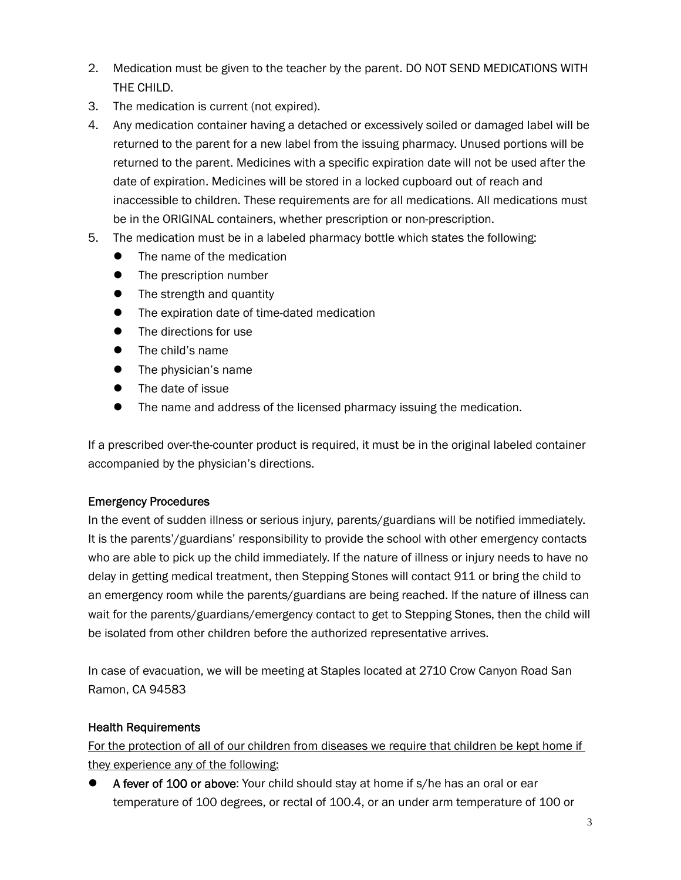2. Medication must be given to the teacher by the parent. DO NOT SEND MEDICATIONS WITH THE CHILD.
3. The medication is current (not expired).
4. Any medication container having a detached or excessively soiled or damaged label will be returned to the parent for a new label from the issuing pharmacy. Unused portions will be returned to the parent. Medicines with a specific expiration date will not be used after the date of expiration. Medicines will be stored in a locked cupboard out of reach and inaccessible to children. These requirements are for all medications. All medications must be in the ORIGINAL containers, whether prescription or non-prescription.
5. The medication must be in a labeled pharmacy bottle which states the following:
    - The name of the medication
    - The prescription number
    - The strength and quantity
    - The expiration date of time-dated medication
    - The directions for use
    - The child's name
    - The physician's name
    - The date of issue
    - The name and address of the licensed pharmacy issuing the medication.

If a prescribed over-the-counter product is required, it must be in the original labeled container accompanied by the physician's directions.

### Emergency Procedures

In the event of sudden illness or serious injury, parents/guardians will be notified immediately. It is the parents'/guardians' responsibility to provide the school with other emergency contacts who are able to pick up the child immediately. If the nature of illness or injury needs to have no delay in getting medical treatment, then Stepping Stones will contact 911 or bring the child to an emergency room while the parents/guardians are being reached. If the nature of illness can wait for the parents/guardians/emergency contact to get to Stepping Stones, then the child will be isolated from other children before the authorized representative arrives.

In case of evacuation, we will be meeting at Staples located at 2710 Crow Canyon Road San Ramon, CA 94583

### Health Requirements

<u>For the protection of all of our children from diseases we require that children be kept home if they experience any of the following:</u>

- **A fever of 100 or above**: Your child should stay at home if s/he has an oral or ear temperature of 100 degrees, or rectal of 100.4, or an under arm temperature of 100 or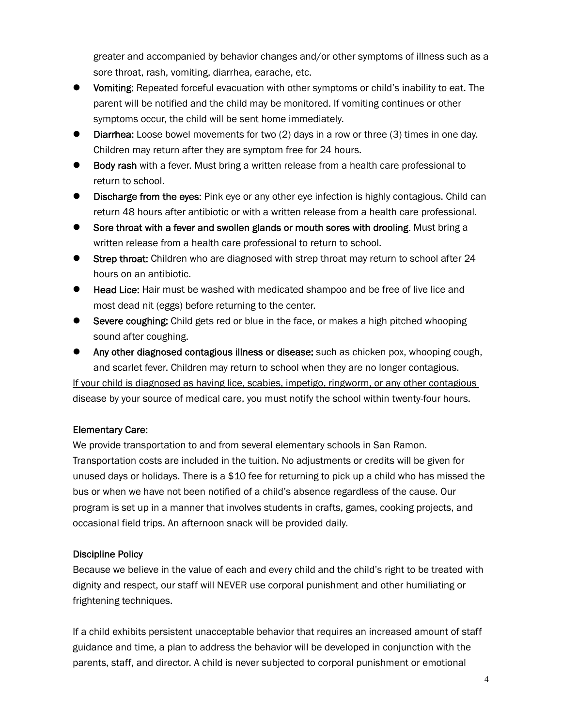greater and accompanied by behavior changes and/or other symptoms of illness such as a sore throat, rash, vomiting, diarrhea, earache, etc.

- **Vomiting:** Repeated forceful evacuation with other symptoms or child's inability to eat. The parent will be notified and the child may be monitored. If vomiting continues or other symptoms occur, the child will be sent home immediately.
- **Diarrhea:** Loose bowel movements for two (2) days in a row or three (3) times in one day. Children may return after they are symptom free for 24 hours.
- **Body rash** with a fever. Must bring a written release from a health care professional to return to school.
- **Discharge from the eyes:** Pink eye or any other eye infection is highly contagious. Child can return 48 hours after antibiotic or with a written release from a health care professional.
- **Sore throat with a fever and swollen glands or mouth sores with drooling.** Must bring a written release from a health care professional to return to school.
- **Strep throat:** Children who are diagnosed with strep throat may return to school after 24 hours on an antibiotic.
- **Head Lice:** Hair must be washed with medicated shampoo and be free of live lice and most dead nit (eggs) before returning to the center.
- **Severe coughing:** Child gets red or blue in the face, or makes a high pitched whooping sound after coughing.
- **Any other diagnosed contagious illness or disease:** such as chicken pox, whooping cough, and scarlet fever. Children may return to school when they are no longer contagious.

<u>If your child is diagnosed as having lice, scabies, impetigo, ringworm, or any other contagious disease by your source of medical care, you must notify the school within twenty-four hours.</u>

### Elementary Care:

We provide transportation to and from several elementary schools in San Ramon. Transportation costs are included in the tuition. No adjustments or credits will be given for unused days or holidays. There is a $10 fee for returning to pick up a child who has missed the bus or when we have not been notified of a child's absence regardless of the cause. Our program is set up in a manner that involves students in crafts, games, cooking projects, and occasional field trips. An afternoon snack will be provided daily.

### Discipline Policy

Because we believe in the value of each and every child and the child's right to be treated with dignity and respect, our staff will NEVER use corporal punishment and other humiliating or frightening techniques.

If a child exhibits persistent unacceptable behavior that requires an increased amount of staff guidance and time, a plan to address the behavior will be developed in conjunction with the parents, staff, and director. A child is never subjected to corporal punishment or emotional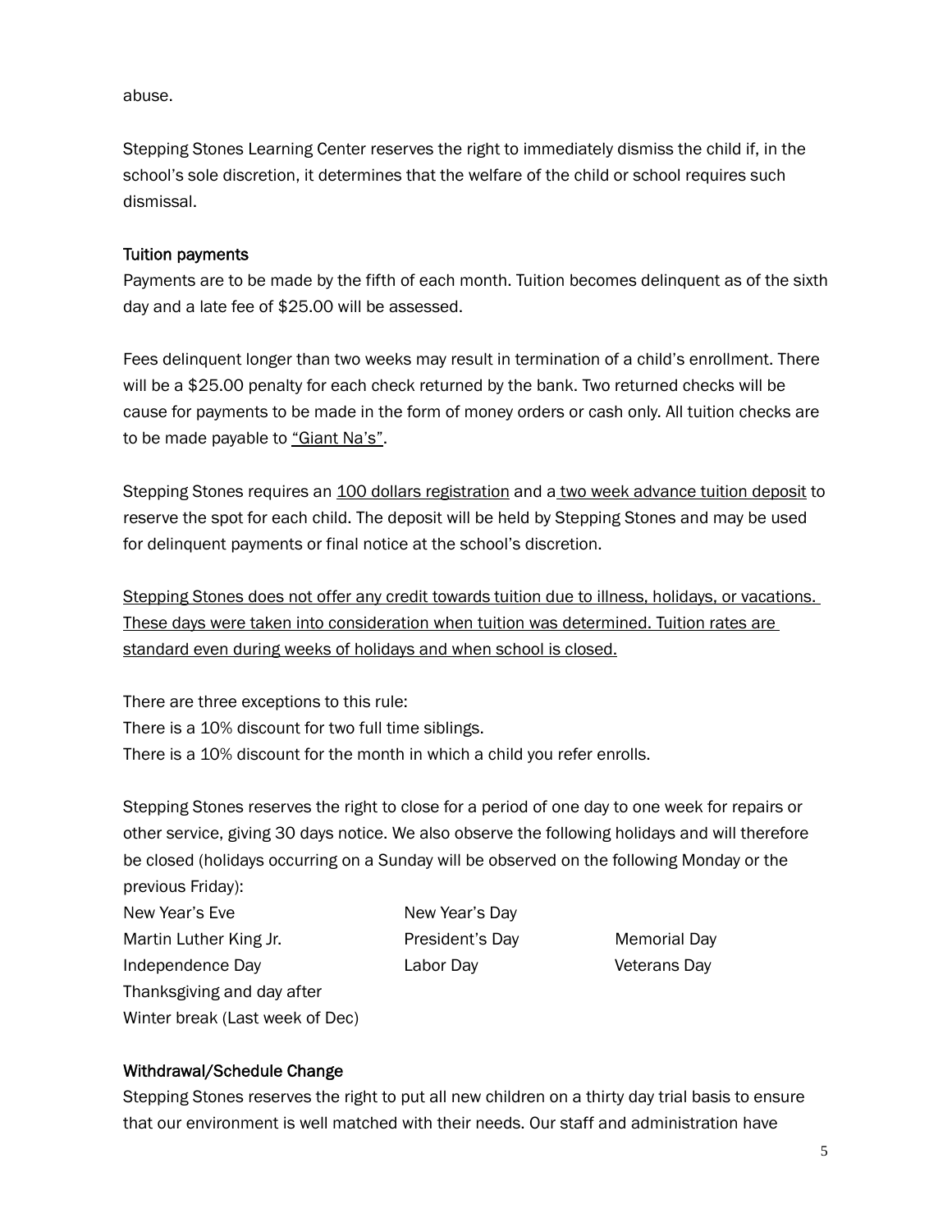abuse.

Stepping Stones Learning Center reserves the right to immediately dismiss the child if, in the school's sole discretion, it determines that the welfare of the child or school requires such dismissal.

### Tuition payments

Payments are to be made by the fifth of each month. Tuition becomes delinquent as of the sixth day and a late fee of $25.00 will be assessed.

Fees delinquent longer than two weeks may result in termination of a child's enrollment. There will be a $25.00 penalty for each check returned by the bank. Two returned checks will be cause for payments to be made in the form of money orders or cash only. All tuition checks are to be made payable to <u>"Giant Na's"</u>.

Stepping Stones requires an <u>100 dollars registration</u> and a <u>two week advance tuition deposit</u> to reserve the spot for each child. The deposit will be held by Stepping Stones and may be used for delinquent payments or final notice at the school's discretion.

<u>Stepping Stones does not offer any credit towards tuition due to illness, holidays, or vacations. These days were taken into consideration when tuition was determined. Tuition rates are standard even during weeks of holidays and when school is closed.</u>

There are three exceptions to this rule:
There is a 10% discount for two full time siblings.
There is a 10% discount for the month in which a child you refer enrolls.

Stepping Stones reserves the right to close for a period of one day to one week for repairs or other service, giving 30 days notice. We also observe the following holidays and will therefore be closed (holidays occurring on a Sunday will be observed on the following Monday or the previous Friday):

- New Year's Eve
- New Year's Day
- Martin Luther King Jr.
- President's Day
- Memorial Day
- Independence Day
- Labor Day
- Veterans Day
- Thanksgiving and day after
- Winter break (Last week of Dec)

### Withdrawal/Schedule Change

Stepping Stones reserves the right to put all new children on a thirty day trial basis to ensure that our environment is well matched with their needs. Our staff and administration have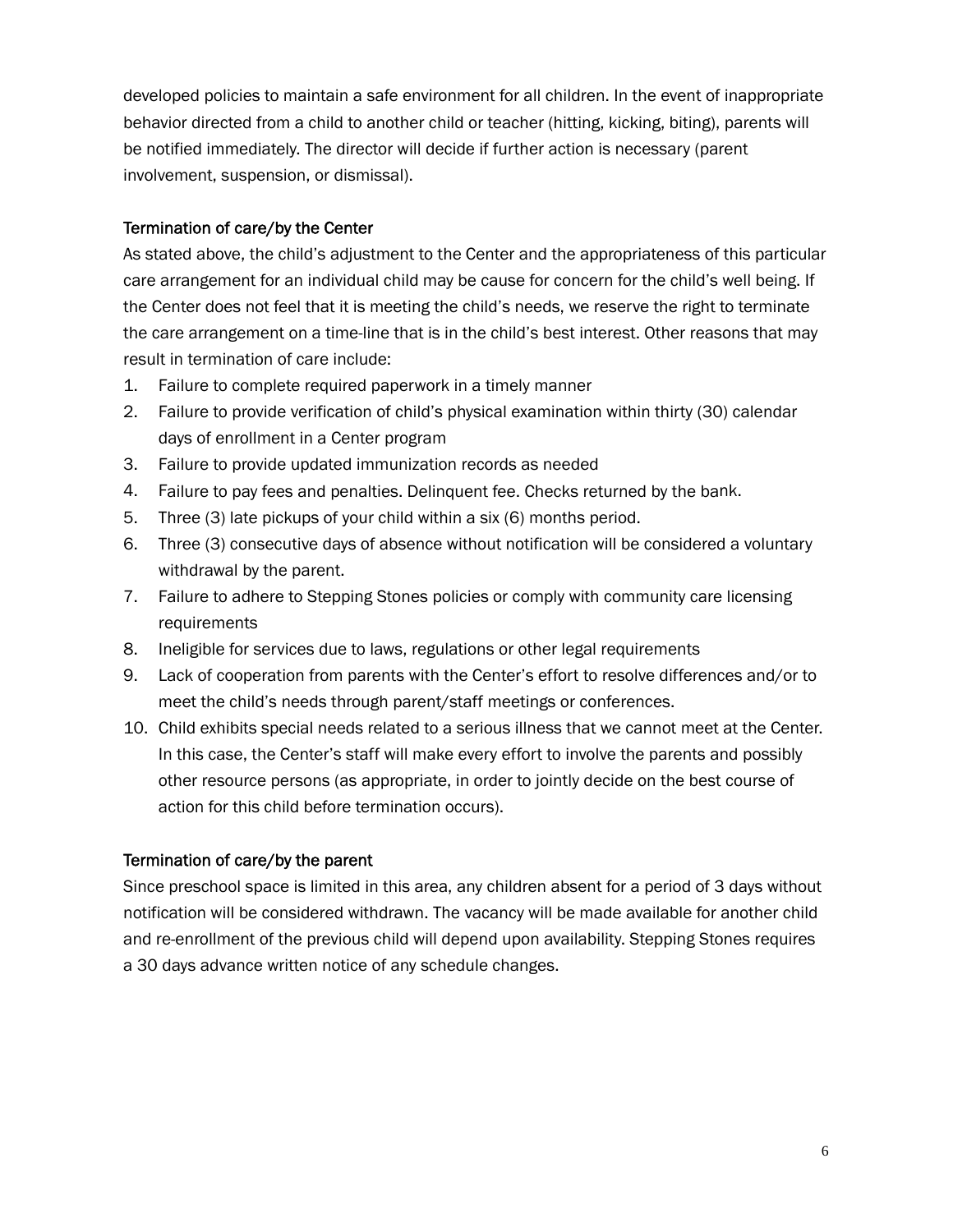developed policies to maintain a safe environment for all children. In the event of inappropriate behavior directed from a child to another child or teacher (hitting, kicking, biting), parents will be notified immediately. The director will decide if further action is necessary (parent involvement, suspension, or dismissal).

### Termination of care/by the Center

As stated above, the child's adjustment to the Center and the appropriateness of this particular care arrangement for an individual child may be cause for concern for the child's well being. If the Center does not feel that it is meeting the child's needs, we reserve the right to terminate the care arrangement on a time-line that is in the child's best interest. Other reasons that may result in termination of care include:

1. Failure to complete required paperwork in a timely manner
2. Failure to provide verification of child's physical examination within thirty (30) calendar days of enrollment in a Center program
3. Failure to provide updated immunization records as needed
4. Failure to pay fees and penalties. Delinquent fee. Checks returned by the bank.
5. Three (3) late pickups of your child within a six (6) months period.
6. Three (3) consecutive days of absence without notification will be considered a voluntary withdrawal by the parent.
7. Failure to adhere to Stepping Stones policies or comply with community care licensing requirements
8. Ineligible for services due to laws, regulations or other legal requirements
9. Lack of cooperation from parents with the Center's effort to resolve differences and/or to meet the child's needs through parent/staff meetings or conferences.
10. Child exhibits special needs related to a serious illness that we cannot meet at the Center. In this case, the Center's staff will make every effort to involve the parents and possibly other resource persons (as appropriate, in order to jointly decide on the best course of action for this child before termination occurs).

### Termination of care/by the parent

Since preschool space is limited in this area, any children absent for a period of 3 days without notification will be considered withdrawn. The vacancy will be made available for another child and re-enrollment of the previous child will depend upon availability. Stepping Stones requires a 30 days advance written notice of any schedule changes.